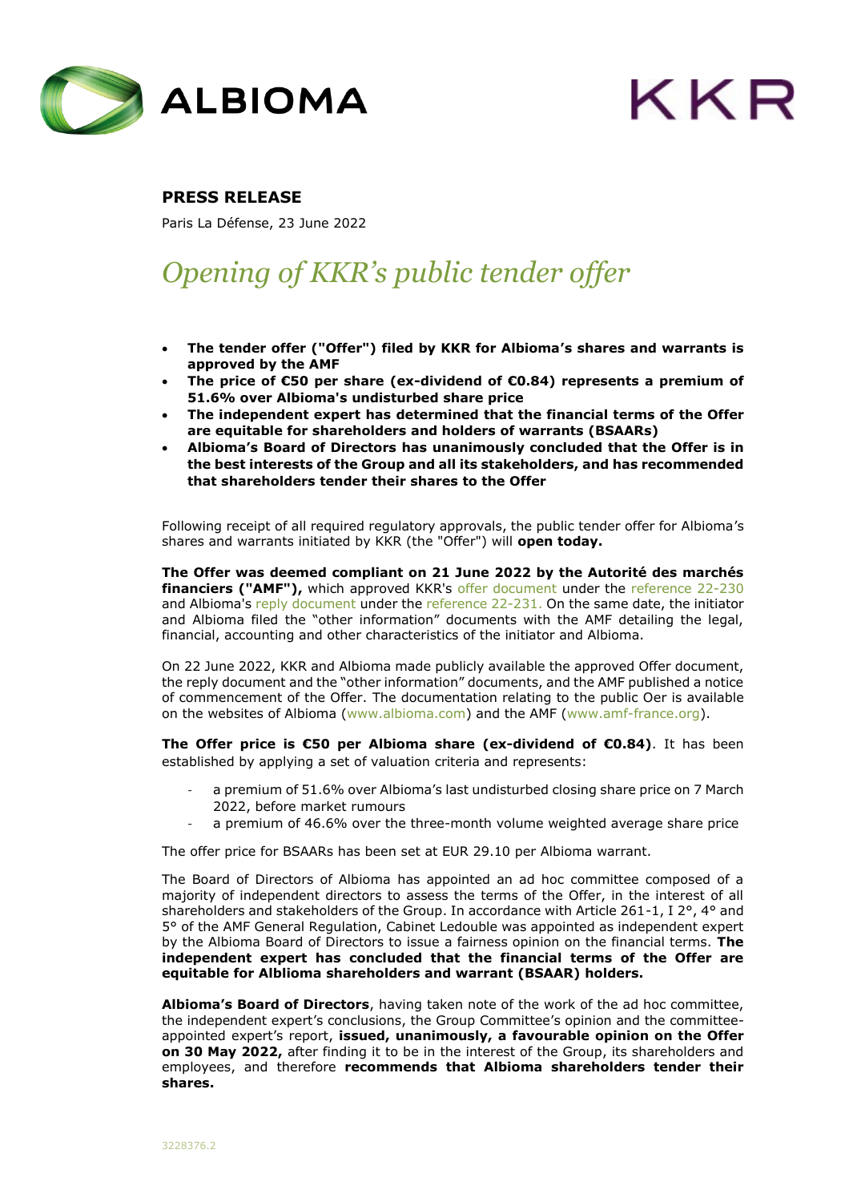ALBIOMA

KKR

## PRESS RELEASE

Paris La Défense, 23 June 2022

# *Opening of KKR's public tender offer*

- **The tender offer ("Offer") filed by KKR for Albioma's shares and warrants is approved by the AMF**
- **The price of €50 per share (ex-dividend of €0.84) represents a premium of 51.6% over Albioma's undisturbed share price**
- **The independent expert has determined that the financial terms of the Offer are equitable for shareholders and holders of warrants (BSAARs)**
- **Albioma's Board of Directors has unanimously concluded that the Offer is in the best interests of the Group and all its stakeholders, and has recommended that shareholders tender their shares to the Offer**

Following receipt of all required regulatory approvals, the public tender offer for Albioma's shares and warrants initiated by KKR (the "Offer") will **open today.**

**The Offer was deemed compliant on 21 June 2022 by the Autorité des marchés financiers ("AMF"),** which approved KKR's offer document under the reference 22-230 and Albioma's reply document under the reference 22-231. On the same date, the initiator and Albioma filed the "other information" documents with the AMF detailing the legal, financial, accounting and other characteristics of the initiator and Albioma.

On 22 June 2022, KKR and Albioma made publicly available the approved Offer document, the reply document and the "other information" documents, and the AMF published a notice of commencement of the Offer. The documentation relating to the public Oer is available on the websites of Albioma (www.albioma.com) and the AMF (www.amf-france.org).

**The Offer price is €50 per Albioma share (ex-dividend of €0.84)**. It has been established by applying a set of valuation criteria and represents:

- a premium of 51.6% over Albioma's last undisturbed closing share price on 7 March 2022, before market rumours
- a premium of 46.6% over the three-month volume weighted average share price

The offer price for BSAARs has been set at EUR 29.10 per Albioma warrant.

The Board of Directors of Albioma has appointed an ad hoc committee composed of a majority of independent directors to assess the terms of the Offer, in the interest of all shareholders and stakeholders of the Group. In accordance with Article 261-1, I 2°, 4° and 5° of the AMF General Regulation, Cabinet Ledouble was appointed as independent expert by the Albioma Board of Directors to issue a fairness opinion on the financial terms. **The independent expert has concluded that the financial terms of the Offer are equitable for Alblioma shareholders and warrant (BSAAR) holders.**

**Albioma's Board of Directors**, having taken note of the work of the ad hoc committee, the independent expert's conclusions, the Group Committee's opinion and the committee-appointed expert's report, **issued, unanimously, a favourable opinion on the Offer on 30 May 2022,** after finding it to be in the interest of the Group, its shareholders and employees, and therefore **recommends that Albioma shareholders tender their shares.**

3228376.2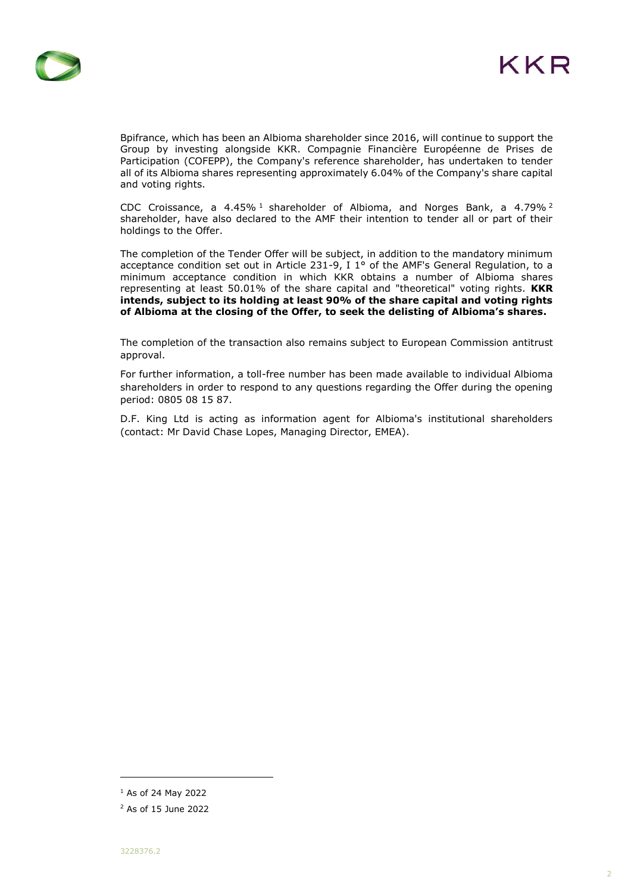Bpifrance, which has been an Albioma shareholder since 2016, will continue to support the Group by investing alongside KKR. Compagnie Financière Européenne de Prises de Participation (COFEPP), the Company's reference shareholder, has undertaken to tender all of its Albioma shares representing approximately 6.04% of the Company's share capital and voting rights.

CDC Croissance, a 4.45%[1] shareholder of Albioma, and Norges Bank, a 4.79%[2] shareholder, have also declared to the AMF their intention to tender all or part of their holdings to the Offer.

The completion of the Tender Offer will be subject, in addition to the mandatory minimum acceptance condition set out in Article 231-9, I 1° of the AMF's General Regulation, to a minimum acceptance condition in which KKR obtains a number of Albioma shares representing at least 50.01% of the share capital and "theoretical" voting rights. **KKR intends, subject to its holding at least 90% of the share capital and voting rights of Albioma at the closing of the Offer, to seek the delisting of Albioma's shares.**

The completion of the transaction also remains subject to European Commission antitrust approval.

For further information, a toll-free number has been made available to individual Albioma shareholders in order to respond to any questions regarding the Offer during the opening period: 0805 08 15 87.

D.F. King Ltd is acting as information agent for Albioma's institutional shareholders (contact: Mr David Chase Lopes, Managing Director, EMEA).

[1] As of 24 May 2022

[2] As of 15 June 2022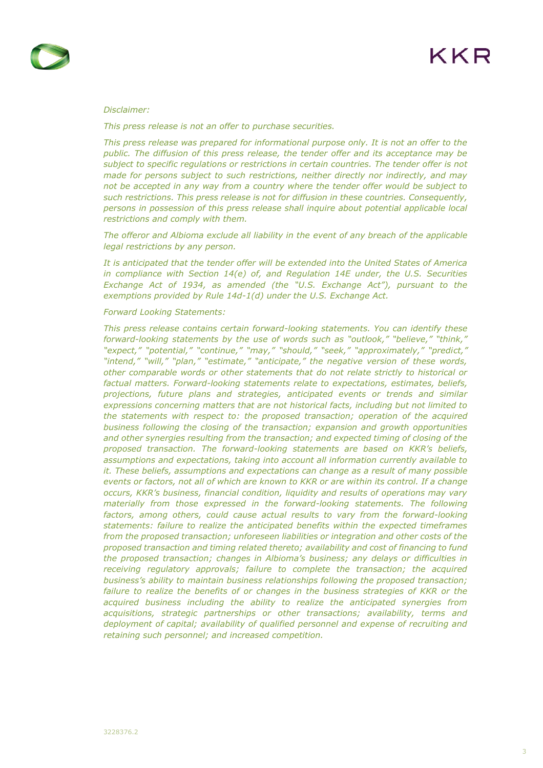*Disclaimer:*

*This press release is not an offer to purchase securities.*

*This press release was prepared for informational purpose only. It is not an offer to the public. The diffusion of this press release, the tender offer and its acceptance may be subject to specific regulations or restrictions in certain countries. The tender offer is not made for persons subject to such restrictions, neither directly nor indirectly, and may not be accepted in any way from a country where the tender offer would be subject to such restrictions. This press release is not for diffusion in these countries. Consequently, persons in possession of this press release shall inquire about potential applicable local restrictions and comply with them.*

*The offeror and Albioma exclude all liability in the event of any breach of the applicable legal restrictions by any person.*

*It is anticipated that the tender offer will be extended into the United States of America in compliance with Section 14(e) of, and Regulation 14E under, the U.S. Securities Exchange Act of 1934, as amended (the "U.S. Exchange Act"), pursuant to the exemptions provided by Rule 14d-1(d) under the U.S. Exchange Act.*

*Forward Looking Statements:*

*This press release contains certain forward-looking statements. You can identify these forward-looking statements by the use of words such as "outlook," "believe," "think," "expect," "potential," "continue," "may," "should," "seek," "approximately," "predict," "intend," "will," "plan," "estimate," "anticipate," the negative version of these words, other comparable words or other statements that do not relate strictly to historical or factual matters. Forward-looking statements relate to expectations, estimates, beliefs, projections, future plans and strategies, anticipated events or trends and similar expressions concerning matters that are not historical facts, including but not limited to the statements with respect to: the proposed transaction; operation of the acquired business following the closing of the transaction; expansion and growth opportunities and other synergies resulting from the transaction; and expected timing of closing of the proposed transaction. The forward-looking statements are based on KKR's beliefs, assumptions and expectations, taking into account all information currently available to it. These beliefs, assumptions and expectations can change as a result of many possible events or factors, not all of which are known to KKR or are within its control. If a change occurs, KKR's business, financial condition, liquidity and results of operations may vary materially from those expressed in the forward-looking statements. The following factors, among others, could cause actual results to vary from the forward-looking statements: failure to realize the anticipated benefits within the expected timeframes from the proposed transaction; unforeseen liabilities or integration and other costs of the proposed transaction and timing related thereto; availability and cost of financing to fund the proposed transaction; changes in Albioma's business; any delays or difficulties in receiving regulatory approvals; failure to complete the transaction; the acquired business's ability to maintain business relationships following the proposed transaction; failure to realize the benefits of or changes in the business strategies of KKR or the acquired business including the ability to realize the anticipated synergies from acquisitions, strategic partnerships or other transactions; availability, terms and deployment of capital; availability of qualified personnel and expense of recruiting and retaining such personnel; and increased competition.*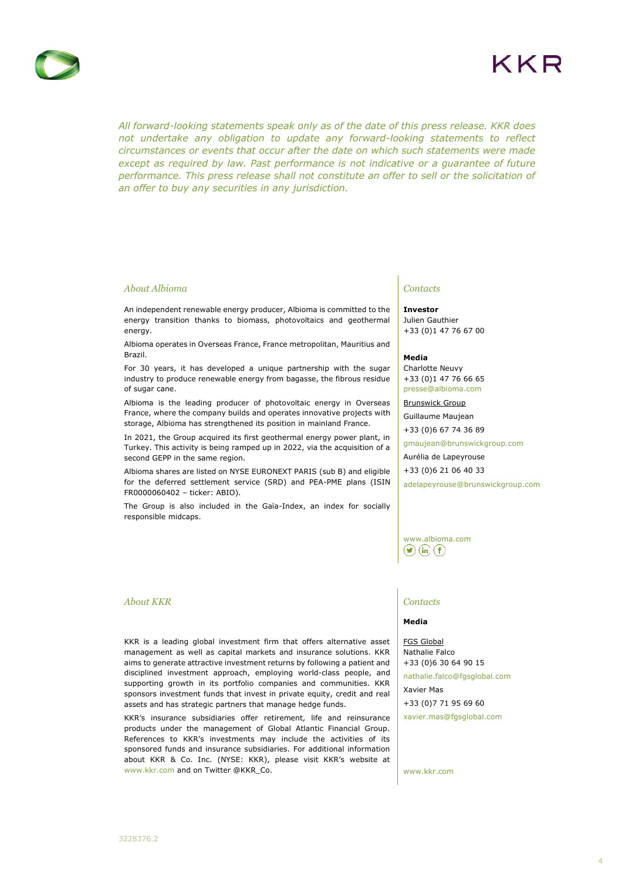*All forward-looking statements speak only as of the date of this press release. KKR does not undertake any obligation to update any forward-looking statements to reflect circumstances or events that occur after the date on which such statements were made except as required by law. Past performance is not indicative or a guarantee of future performance. This press release shall not constitute an offer to sell or the solicitation of an offer to buy any securities in any jurisdiction.*

### *About Albioma*

An independent renewable energy producer, Albioma is committed to the energy transition thanks to biomass, photovoltaics and geothermal energy.

Albioma operates in Overseas France, France metropolitan, Mauritius and Brazil.

For 30 years, it has developed a unique partnership with the sugar industry to produce renewable energy from bagasse, the fibrous residue of sugar cane.

Albioma is the leading producer of photovoltaic energy in Overseas France, where the company builds and operates innovative projects with storage, Albioma has strengthened its position in mainland France.

In 2021, the Group acquired its first geothermal energy power plant, in Turkey. This activity is being ramped up in 2022, via the acquisition of a second GEPP in the same region.

Albioma shares are listed on NYSE EURONEXT PARIS (sub B) and eligible for the deferred settlement service (SRD) and PEA-PME plans (ISIN FR0000060402 – ticker: ABIO).

The Group is also included in the Gaïa-Index, an index for socially responsible midcaps.

### *Contacts*

**Investor**
Julien Gauthier
+33 (0)1 47 76 67 00

**Media**
Charlotte Neuvy
+33 (0)1 47 76 66 65
presse@albioma.com

Brunswick Group
Guillaume Maujean
+33 (0)6 67 74 36 89
gmaujean@brunswickgroup.com
Aurélia de Lapeyrouse
+33 (0)6 21 06 40 33
adelapeyrouse@brunswickgroup.com

www.albioma.com

### *About KKR*

KKR is a leading global investment firm that offers alternative asset management as well as capital markets and insurance solutions. KKR aims to generate attractive investment returns by following a patient and disciplined investment approach, employing world-class people, and supporting growth in its portfolio companies and communities. KKR sponsors investment funds that invest in private equity, credit and real assets and has strategic partners that manage hedge funds.

KKR's insurance subsidiaries offer retirement, life and reinsurance products under the management of Global Atlantic Financial Group. References to KKR's investments may include the activities of its sponsored funds and insurance subsidiaries. For additional information about KKR & Co. Inc. (NYSE: KKR), please visit KKR's website at www.kkr.com and on Twitter @KKR_Co.

### *Contacts*

**Media**

FGS Global
Nathalie Falco
+33 (0)6 30 64 90 15
nathalie.falco@fgsglobal.com
Xavier Mas
+33 (0)7 71 95 69 60
xavier.mas@fgsglobal.com

www.kkr.com

3228376.2